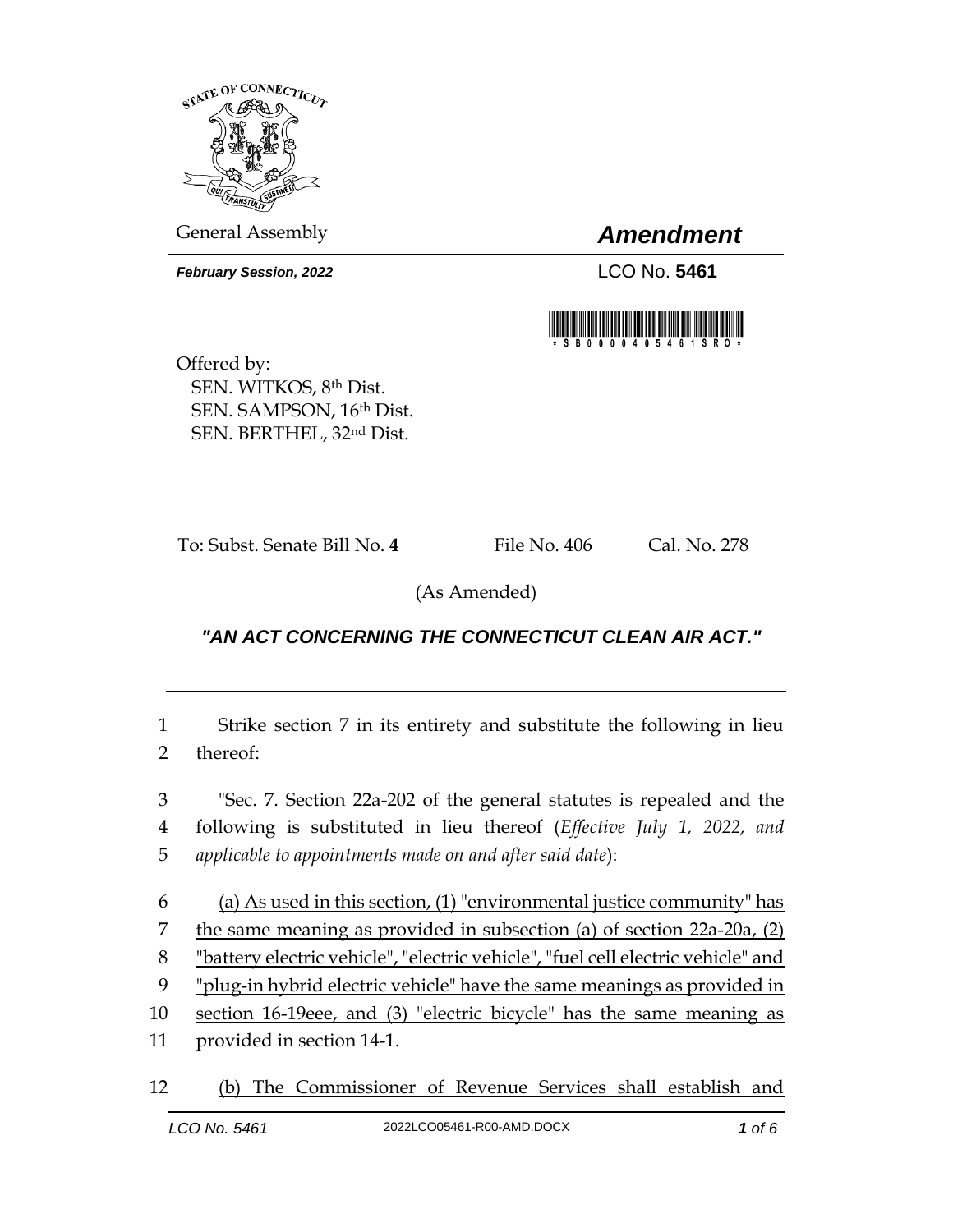General Assembly

# *Amendment*

***February Session, 2022***

LCO No. **5461**

Offered by:
SEN. WITKOS, 8th Dist.
SEN. SAMPSON, 16th Dist.
SEN. BERTHEL, 32nd Dist.

To: Subst. Senate Bill No. **4** File No. 406 Cal. No. 278

(As Amended)

***"AN ACT CONCERNING THE CONNECTICUT CLEAN AIR ACT."***

1 Strike section 7 in its entirety and substitute the following in lieu
2 thereof:

3 "Sec. 7. Section 22a-202 of the general statutes is repealed and the
4 following is substituted in lieu thereof (*Effective July 1, 2022, and*
5 *applicable to appointments made on and after said date*):

6 <u>(a) As used in this section, (1) "environmental justice community" has</u>
7 <u>the same meaning as provided in subsection (a) of section 22a-20a, (2)</u>
8 <u>"battery electric vehicle", "electric vehicle", "fuel cell electric vehicle" and</u>
9 <u>"plug-in hybrid electric vehicle" have the same meanings as provided in</u>
10 <u>section 16-19eee, and (3) "electric bicycle" has the same meaning as</u>
11 <u>provided in section 14-1.</u>

12 <u>(b) The Commissioner of Revenue Services shall establish and</u>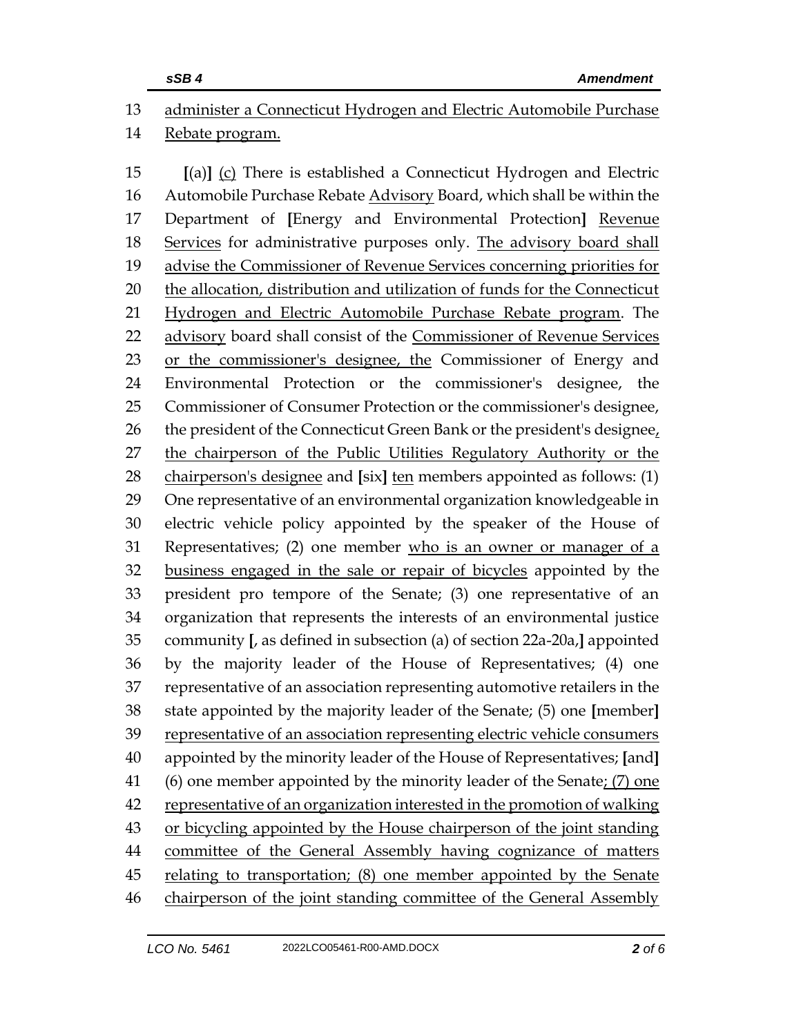13 administer a Connecticut Hydrogen and Electric Automobile Purchase
14 Rebate program.

15 [(a)] (c) There is established a Connecticut Hydrogen and Electric
16 Automobile Purchase Rebate Advisory Board, which shall be within the
17 Department of [Energy and Environmental Protection] Revenue
18 Services for administrative purposes only. The advisory board shall
19 advise the Commissioner of Revenue Services concerning priorities for
20 the allocation, distribution and utilization of funds for the Connecticut
21 Hydrogen and Electric Automobile Purchase Rebate program. The
22 advisory board shall consist of the Commissioner of Revenue Services
23 or the commissioner's designee, the Commissioner of Energy and
24 Environmental Protection or the commissioner's designee, the
25 Commissioner of Consumer Protection or the commissioner's designee,
26 the president of the Connecticut Green Bank or the president's designee,
27 the chairperson of the Public Utilities Regulatory Authority or the
28 chairperson's designee and [six] ten members appointed as follows: (1)
29 One representative of an environmental organization knowledgeable in
30 electric vehicle policy appointed by the speaker of the House of
31 Representatives; (2) one member who is an owner or manager of a
32 business engaged in the sale or repair of bicycles appointed by the
33 president pro tempore of the Senate; (3) one representative of an
34 organization that represents the interests of an environmental justice
35 community [, as defined in subsection (a) of section 22a-20a,] appointed
36 by the majority leader of the House of Representatives; (4) one
37 representative of an association representing automotive retailers in the
38 state appointed by the majority leader of the Senate; (5) one [member]
39 representative of an association representing electric vehicle consumers
40 appointed by the minority leader of the House of Representatives; [and]
41 (6) one member appointed by the minority leader of the Senate; (7) one
42 representative of an organization interested in the promotion of walking
43 or bicycling appointed by the House chairperson of the joint standing
44 committee of the General Assembly having cognizance of matters
45 relating to transportation; (8) one member appointed by the Senate
46 chairperson of the joint standing committee of the General Assembly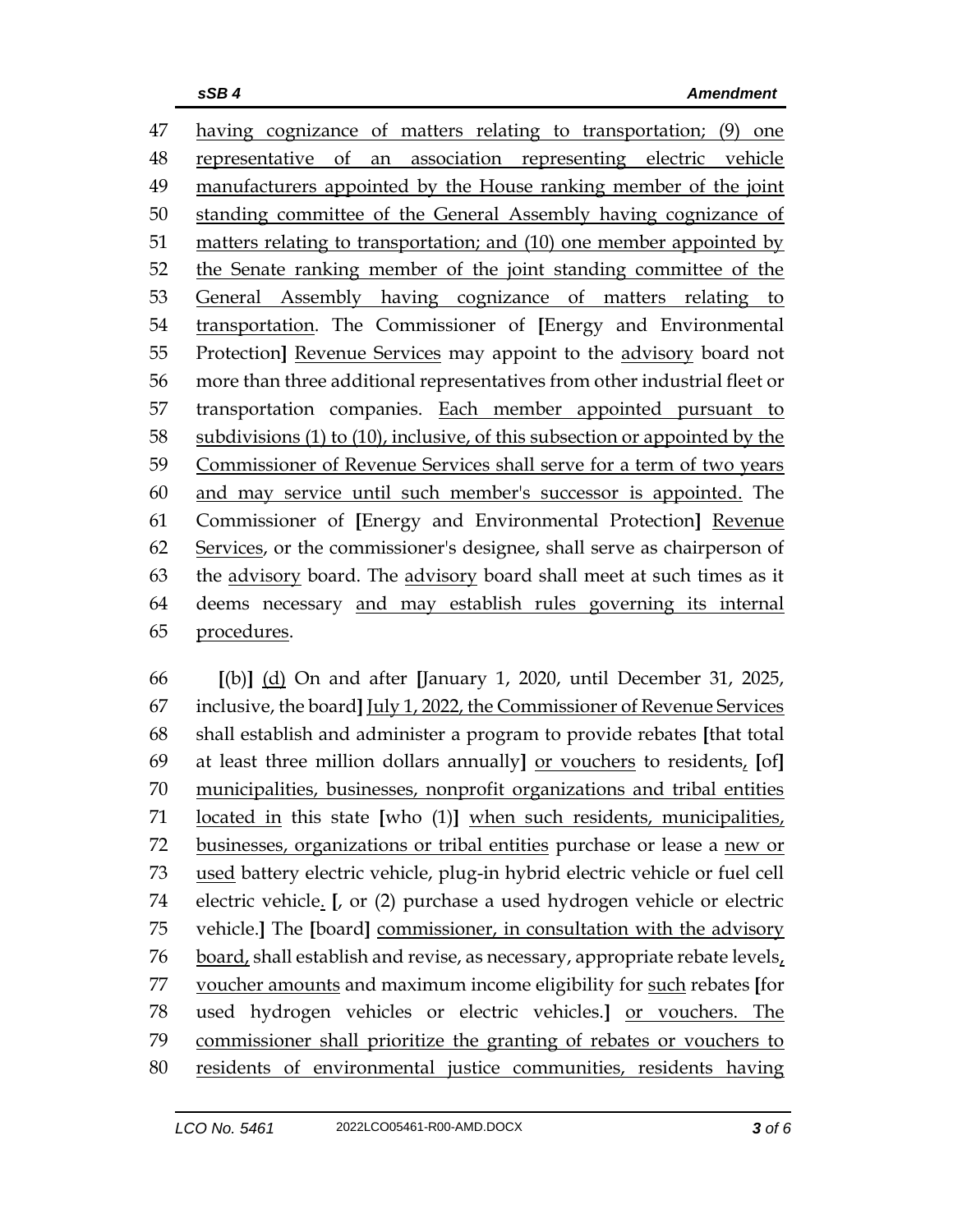having cognizance of matters relating to transportation; (9) one representative of an association representing electric vehicle manufacturers appointed by the House ranking member of the joint standing committee of the General Assembly having cognizance of matters relating to transportation; and (10) one member appointed by the Senate ranking member of the joint standing committee of the General Assembly having cognizance of matters relating to transportation. The Commissioner of [Energy and Environmental Protection] Revenue Services may appoint to the advisory board not more than three additional representatives from other industrial fleet or transportation companies. Each member appointed pursuant to subdivisions (1) to (10), inclusive, of this subsection or appointed by the Commissioner of Revenue Services shall serve for a term of two years and may service until such member's successor is appointed. The Commissioner of [Energy and Environmental Protection] Revenue Services, or the commissioner's designee, shall serve as chairperson of the advisory board. The advisory board shall meet at such times as it deems necessary and may establish rules governing its internal procedures.

[(b)] (d) On and after [January 1, 2020, until December 31, 2025, inclusive, the board] July 1, 2022, the Commissioner of Revenue Services shall establish and administer a program to provide rebates [that total at least three million dollars annually] or vouchers to residents, [of] municipalities, businesses, nonprofit organizations and tribal entities located in this state [who (1)] when such residents, municipalities, businesses, organizations or tribal entities purchase or lease a new or used battery electric vehicle, plug-in hybrid electric vehicle or fuel cell electric vehicle. [, or (2) purchase a used hydrogen vehicle or electric vehicle.] The [board] commissioner, in consultation with the advisory board, shall establish and revise, as necessary, appropriate rebate levels, voucher amounts and maximum income eligibility for such rebates [for used hydrogen vehicles or electric vehicles.] or vouchers. The commissioner shall prioritize the granting of rebates or vouchers to residents of environmental justice communities, residents having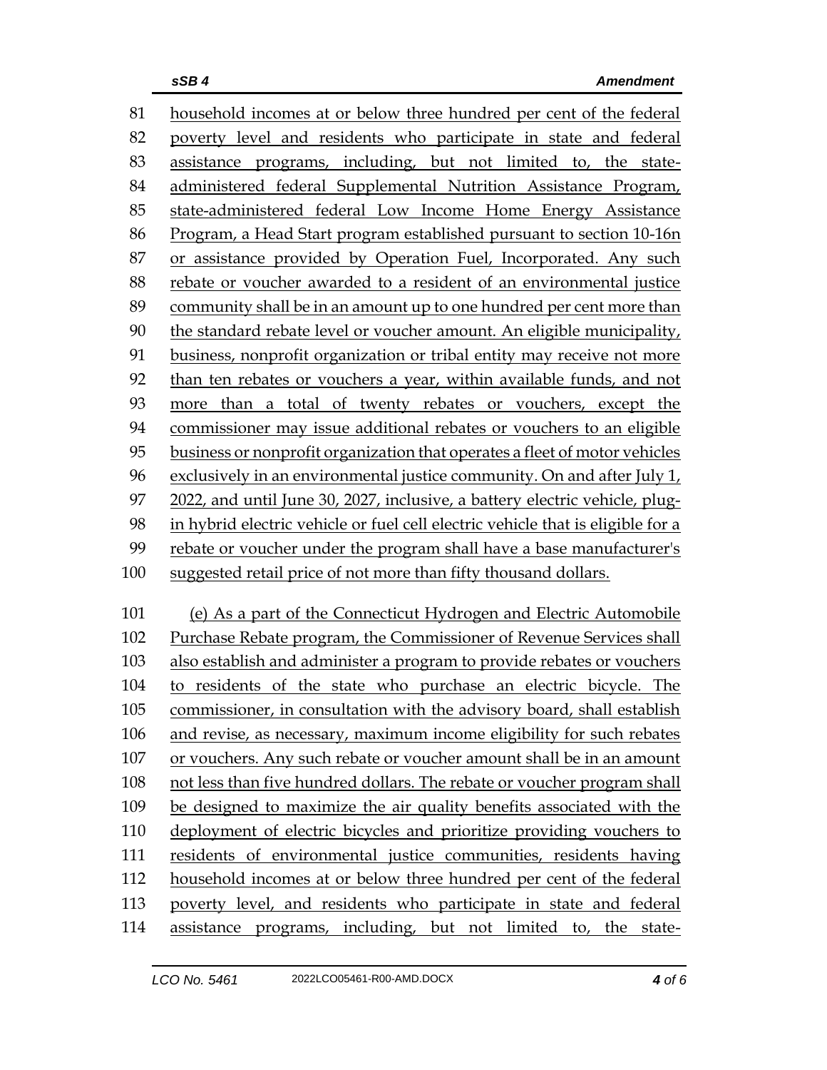81 household incomes at or below three hundred per cent of the federal
82 poverty level and residents who participate in state and federal
83 assistance programs, including, but not limited to, the state-
84 administered federal Supplemental Nutrition Assistance Program,
85 state-administered federal Low Income Home Energy Assistance
86 Program, a Head Start program established pursuant to section 10-16n
87 or assistance provided by Operation Fuel, Incorporated. Any such
88 rebate or voucher awarded to a resident of an environmental justice
89 community shall be in an amount up to one hundred per cent more than
90 the standard rebate level or voucher amount. An eligible municipality,
91 business, nonprofit organization or tribal entity may receive not more
92 than ten rebates or vouchers a year, within available funds, and not
93 more than a total of twenty rebates or vouchers, except the
94 commissioner may issue additional rebates or vouchers to an eligible
95 business or nonprofit organization that operates a fleet of motor vehicles
96 exclusively in an environmental justice community. On and after July 1,
97 2022, and until June 30, 2027, inclusive, a battery electric vehicle, plug-
98 in hybrid electric vehicle or fuel cell electric vehicle that is eligible for a
99 rebate or voucher under the program shall have a base manufacturer's
100 suggested retail price of not more than fifty thousand dollars.

101 (e) As a part of the Connecticut Hydrogen and Electric Automobile
102 Purchase Rebate program, the Commissioner of Revenue Services shall
103 also establish and administer a program to provide rebates or vouchers
104 to residents of the state who purchase an electric bicycle. The
105 commissioner, in consultation with the advisory board, shall establish
106 and revise, as necessary, maximum income eligibility for such rebates
107 or vouchers. Any such rebate or voucher amount shall be in an amount
108 not less than five hundred dollars. The rebate or voucher program shall
109 be designed to maximize the air quality benefits associated with the
110 deployment of electric bicycles and prioritize providing vouchers to
111 residents of environmental justice communities, residents having
112 household incomes at or below three hundred per cent of the federal
113 poverty level, and residents who participate in state and federal
114 assistance programs, including, but not limited to, the state-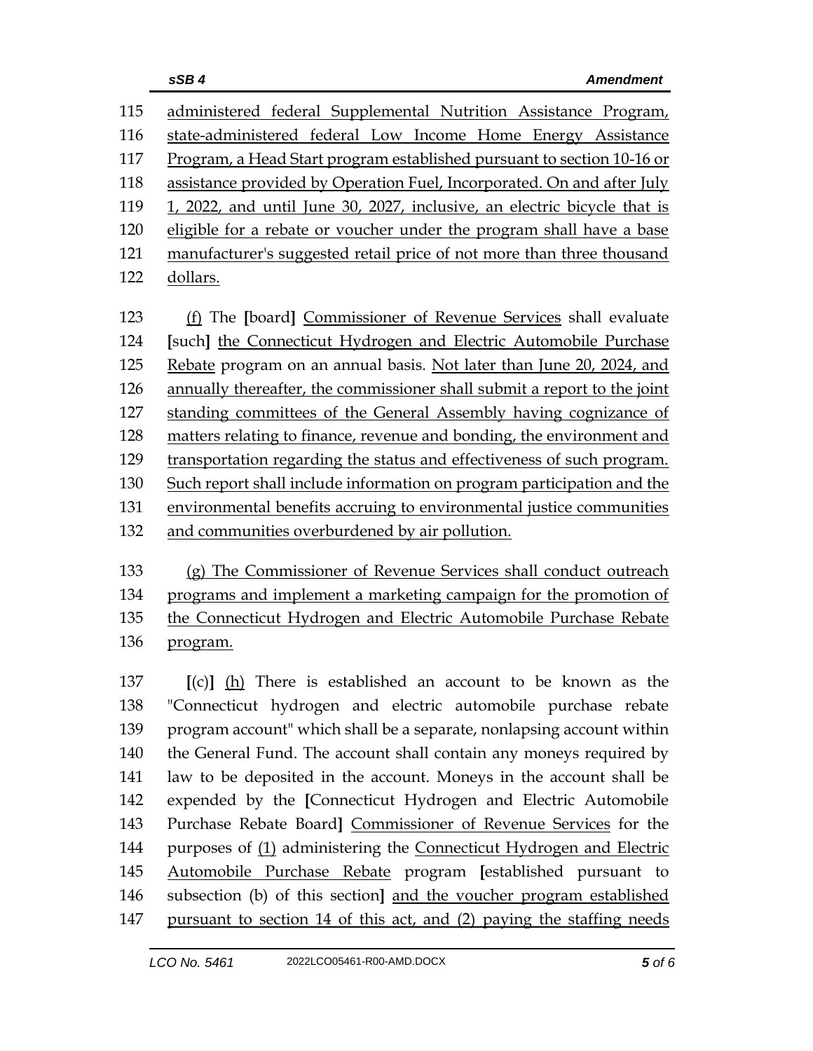115 administered federal Supplemental Nutrition Assistance Program,
116 state-administered federal Low Income Home Energy Assistance
117 Program, a Head Start program established pursuant to section 10-16 or
118 assistance provided by Operation Fuel, Incorporated. On and after July
119 1, 2022, and until June 30, 2027, inclusive, an electric bicycle that is
120 eligible for a rebate or voucher under the program shall have a base
121 manufacturer's suggested retail price of not more than three thousand
122 dollars.

123 (f) The [board] Commissioner of Revenue Services shall evaluate
124 [such] the Connecticut Hydrogen and Electric Automobile Purchase
125 Rebate program on an annual basis. Not later than June 20, 2024, and
126 annually thereafter, the commissioner shall submit a report to the joint
127 standing committees of the General Assembly having cognizance of
128 matters relating to finance, revenue and bonding, the environment and
129 transportation regarding the status and effectiveness of such program.
130 Such report shall include information on program participation and the
131 environmental benefits accruing to environmental justice communities
132 and communities overburdened by air pollution.

133 (g) The Commissioner of Revenue Services shall conduct outreach
134 programs and implement a marketing campaign for the promotion of
135 the Connecticut Hydrogen and Electric Automobile Purchase Rebate
136 program.

137 [(c)] (h) There is established an account to be known as the
138 "Connecticut hydrogen and electric automobile purchase rebate
139 program account" which shall be a separate, nonlapsing account within
140 the General Fund. The account shall contain any moneys required by
141 law to be deposited in the account. Moneys in the account shall be
142 expended by the [Connecticut Hydrogen and Electric Automobile
143 Purchase Rebate Board] Commissioner of Revenue Services for the
144 purposes of (1) administering the Connecticut Hydrogen and Electric
145 Automobile Purchase Rebate program [established pursuant to
146 subsection (b) of this section] and the voucher program established
147 pursuant to section 14 of this act, and (2) paying the staffing needs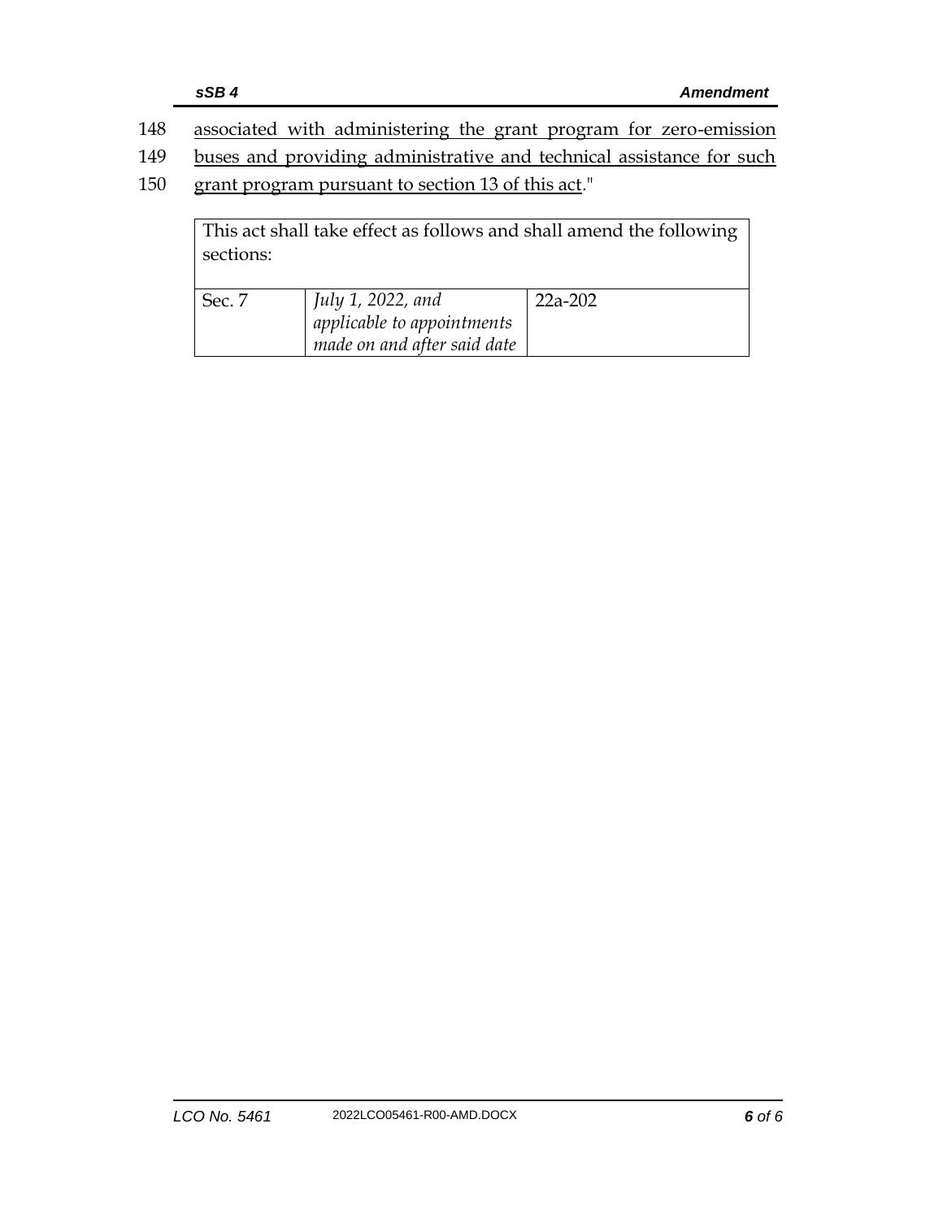148 associated with administering the grant program for zero-emission
149 buses and providing administrative and technical assistance for such
150 grant program pursuant to section 13 of this act."

| This act shall take effect as follows and shall amend the following sections: | | |
|---|---|---|
| Sec. 7 | *July 1, 2022, and applicable to appointments made on and after said date* | 22a-202 |